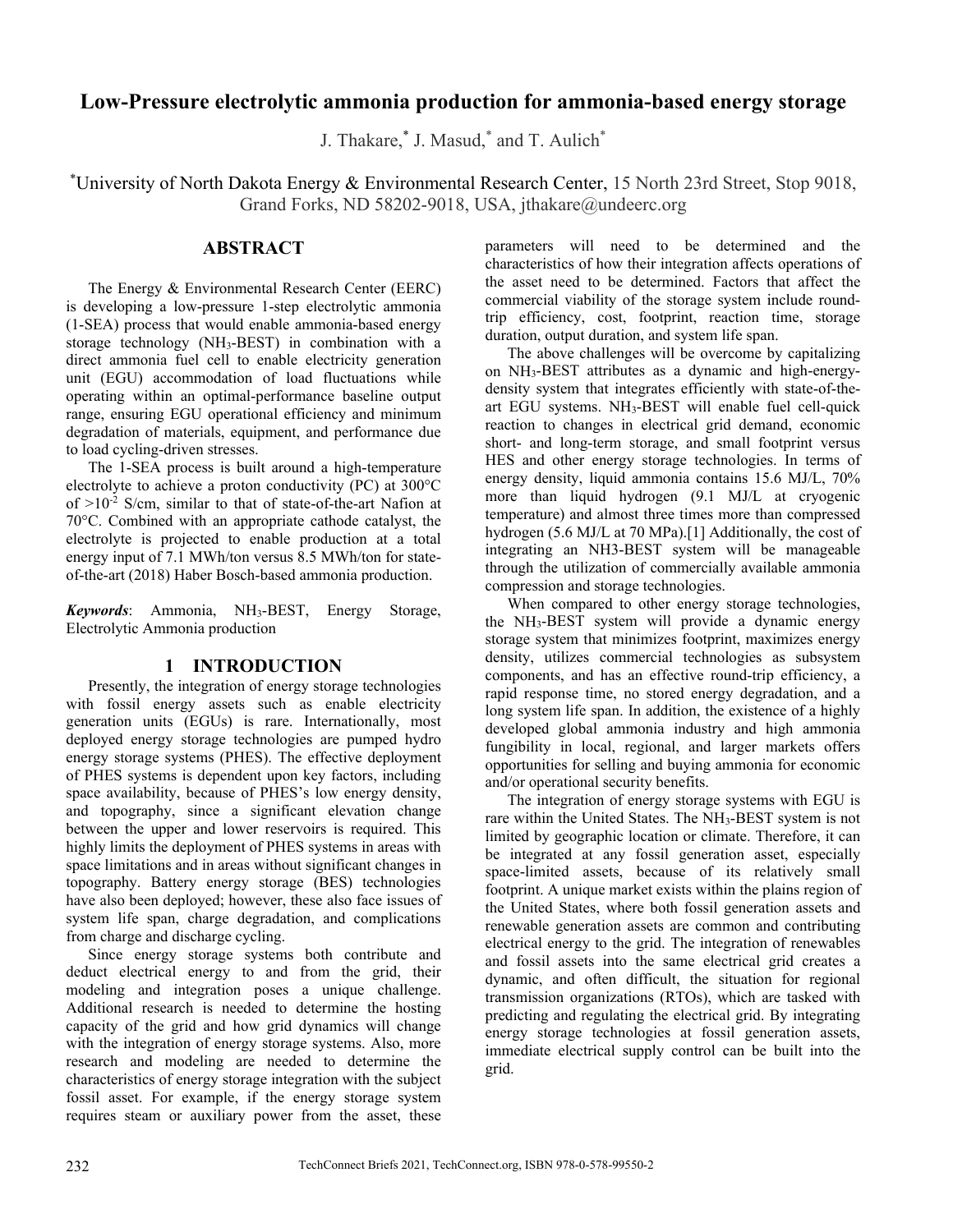# Low-Pressure electrolytic ammonia production for ammonia-based energy storage

J. Thakare,[*] J. Masud,[*] and T. Aulich[*]

[*]University of North Dakota Energy & Environmental Research Center, 15 North 23rd Street, Stop 9018, Grand Forks, ND 58202-9018, USA, jthakare@undeerc.org

## ABSTRACT

The Energy & Environmental Research Center (EERC) is developing a low-pressure 1-step electrolytic ammonia (1-SEA) process that would enable ammonia-based energy storage technology ($NH_3$-BEST) in combination with a direct ammonia fuel cell to enable electricity generation unit (EGU) accommodation of load fluctuations while operating within an optimal-performance baseline output range, ensuring EGU operational efficiency and minimum degradation of materials, equipment, and performance due to load cycling-driven stresses.

The 1-SEA process is built around a high-temperature electrolyte to achieve a proton conductivity (PC) at 300°C of $>10^{-2}$ S/cm, similar to that of state-of-the-art Nafion at 70°C. Combined with an appropriate cathode catalyst, the electrolyte is projected to enable production at a total energy input of 7.1 MWh/ton versus 8.5 MWh/ton for state-of-the-art (2018) Haber Bosch-based ammonia production.

***Keywords***: Ammonia, $NH_3$-BEST, Energy Storage, Electrolytic Ammonia production

## 1 INTRODUCTION

Presently, the integration of energy storage technologies with fossil energy assets such as enable electricity generation units (EGUs) is rare. Internationally, most deployed energy storage technologies are pumped hydro energy storage systems (PHES). The effective deployment of PHES systems is dependent upon key factors, including space availability, because of PHES's low energy density, and topography, since a significant elevation change between the upper and lower reservoirs is required. This highly limits the deployment of PHES systems in areas with space limitations and in areas without significant changes in topography. Battery energy storage (BES) technologies have also been deployed; however, these also face issues of system life span, charge degradation, and complications from charge and discharge cycling.

Since energy storage systems both contribute and deduct electrical energy to and from the grid, their modeling and integration poses a unique challenge. Additional research is needed to determine the hosting capacity of the grid and how grid dynamics will change with the integration of energy storage systems. Also, more research and modeling are needed to determine the characteristics of energy storage integration with the subject fossil asset. For example, if the energy storage system requires steam or auxiliary power from the asset, these parameters will need to be determined and the characteristics of how their integration affects operations of the asset need to be determined. Factors that affect the commercial viability of the storage system include round-trip efficiency, cost, footprint, reaction time, storage duration, output duration, and system life span.

The above challenges will be overcome by capitalizing on $NH_3$-BEST attributes as a dynamic and high-energy-density system that integrates efficiently with state-of-the-art EGU systems. $NH_3$-BEST will enable fuel cell-quick reaction to changes in electrical grid demand, economic short- and long-term storage, and small footprint versus HES and other energy storage technologies. In terms of energy density, liquid ammonia contains 15.6 MJ/L, 70% more than liquid hydrogen (9.1 MJ/L at cryogenic temperature) and almost three times more than compressed hydrogen (5.6 MJ/L at 70 MPa).[1] Additionally, the cost of integrating an NH3-BEST system will be manageable through the utilization of commercially available ammonia compression and storage technologies.

When compared to other energy storage technologies, the $NH_3$-BEST system will provide a dynamic energy storage system that minimizes footprint, maximizes energy density, utilizes commercial technologies as subsystem components, and has an effective round-trip efficiency, a rapid response time, no stored energy degradation, and a long system life span. In addition, the existence of a highly developed global ammonia industry and high ammonia fungibility in local, regional, and larger markets offers opportunities for selling and buying ammonia for economic and/or operational security benefits.

The integration of energy storage systems with EGU is rare within the United States. The $NH_3$-BEST system is not limited by geographic location or climate. Therefore, it can be integrated at any fossil generation asset, especially space-limited assets, because of its relatively small footprint. A unique market exists within the plains region of the United States, where both fossil generation assets and renewable generation assets are common and contributing electrical energy to the grid. The integration of renewables and fossil assets into the same electrical grid creates a dynamic, and often difficult, the situation for regional transmission organizations (RTOs), which are tasked with predicting and regulating the electrical grid. By integrating energy storage technologies at fossil generation assets, immediate electrical supply control can be built into the grid.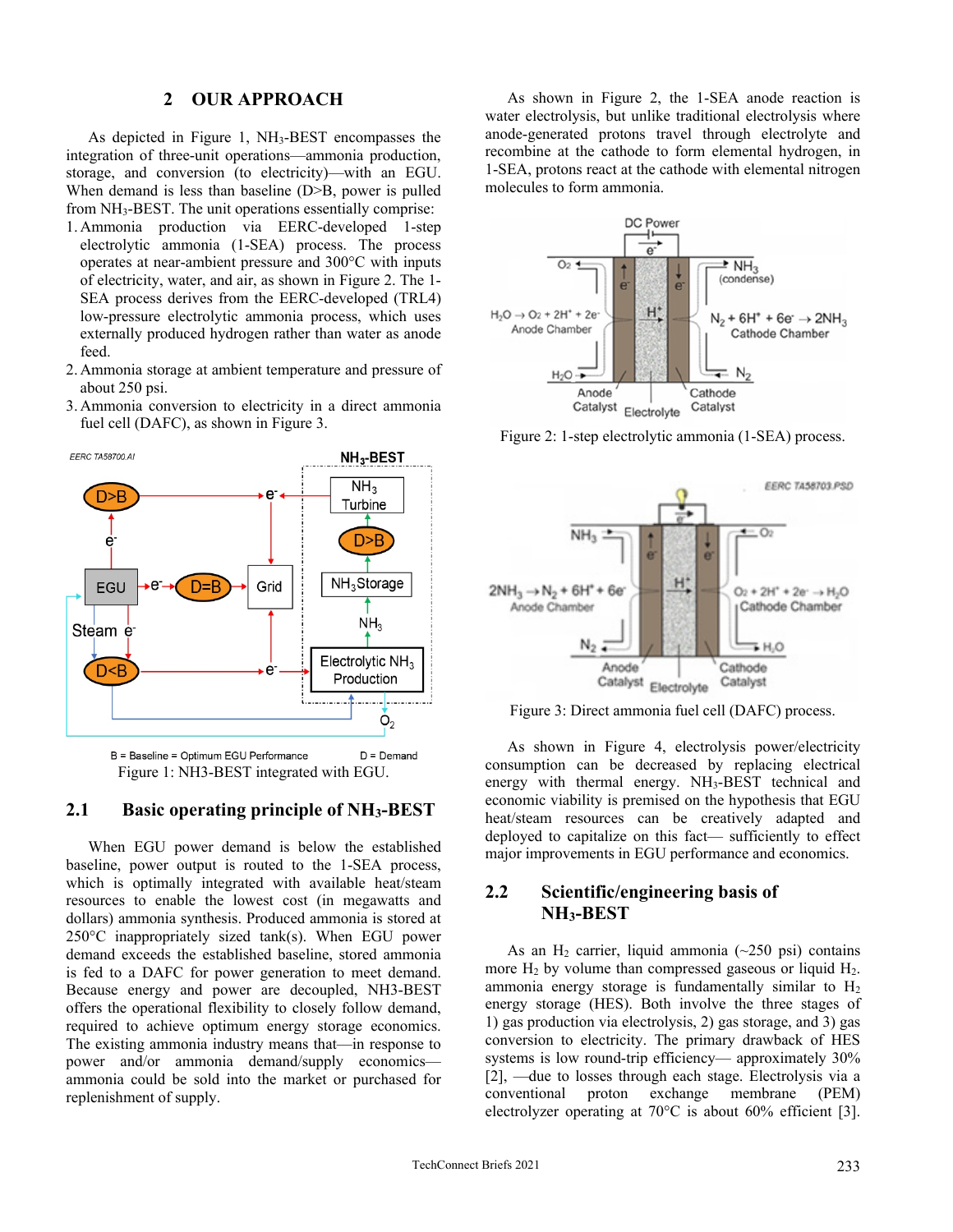## 2 OUR APPROACH

As depicted in Figure 1, $NH_3$-BEST encompasses the integration of three-unit operations—ammonia production, storage, and conversion (to electricity)—with an EGU. When demand is less than baseline (D>B, power is pulled from $NH_3$-BEST. The unit operations essentially comprise:

1. Ammonia production via EERC-developed 1-step electrolytic ammonia (1-SEA) process. The process operates at near-ambient pressure and 300°C with inputs of electricity, water, and air, as shown in Figure 2. The 1-SEA process derives from the EERC-developed (TRL4) low-pressure electrolytic ammonia process, which uses externally produced hydrogen rather than water as anode feed.
2. Ammonia storage at ambient temperature and pressure of about 250 psi.
3. Ammonia conversion to electricity in a direct ammonia fuel cell (DAFC), as shown in Figure 3.

B = Baseline = Optimum EGU Performance D = Demand

Figure 1: NH3-BEST integrated with EGU.

### 2.1 Basic operating principle of $NH_3$-BEST

When EGU power demand is below the established baseline, power output is routed to the 1-SEA process, which is optimally integrated with available heat/steam resources to enable the lowest cost (in megawatts and dollars) ammonia synthesis. Produced ammonia is stored at 250°C inappropriately sized tank(s). When EGU power demand exceeds the established baseline, stored ammonia is fed to a DAFC for power generation to meet demand. Because energy and power are decoupled, NH3-BEST offers the operational flexibility to closely follow demand, required to achieve optimum energy storage economics. The existing ammonia industry means that—in response to power and/or ammonia demand/supply economics—ammonia could be sold into the market or purchased for replenishment of supply.

As shown in Figure 2, the 1-SEA anode reaction is water electrolysis, but unlike traditional electrolysis where anode-generated protons travel through electrolyte and recombine at the cathode to form elemental hydrogen, in 1-SEA, protons react at the cathode with elemental nitrogen molecules to form ammonia.

Figure 2: 1-step electrolytic ammonia (1-SEA) process.

Figure 3: Direct ammonia fuel cell (DAFC) process.

As shown in Figure 4, electrolysis power/electricity consumption can be decreased by replacing electrical energy with thermal energy. $NH_3$-BEST technical and economic viability is premised on the hypothesis that EGU heat/steam resources can be creatively adapted and deployed to capitalize on this fact— sufficiently to effect major improvements in EGU performance and economics.

### 2.2 Scientific/engineering basis of $NH_3$-BEST

As an $H_2$ carrier, liquid ammonia (~250 psi) contains more $H_2$ by volume than compressed gaseous or liquid $H_2$. ammonia energy storage is fundamentally similar to $H_2$ energy storage (HES). Both involve the three stages of 1) gas production via electrolysis, 2) gas storage, and 3) gas conversion to electricity. The primary drawback of HES systems is low round-trip efficiency— approximately 30% [2], —due to losses through each stage. Electrolysis via a conventional proton exchange membrane (PEM) electrolyzer operating at 70°C is about 60% efficient [3].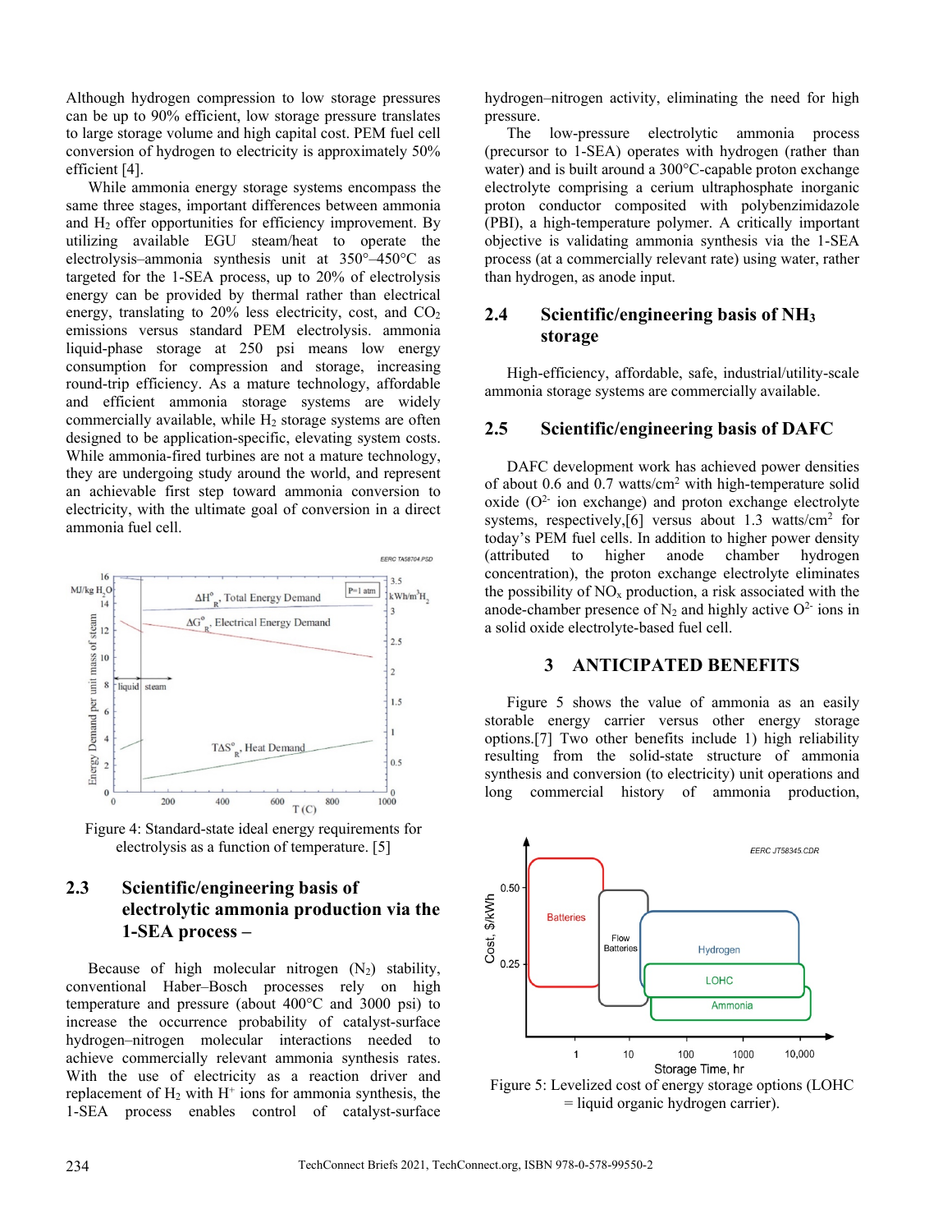Although hydrogen compression to low storage pressures can be up to 90% efficient, low storage pressure translates to large storage volume and high capital cost. PEM fuel cell conversion of hydrogen to electricity is approximately 50% efficient [4].

While ammonia energy storage systems encompass the same three stages, important differences between ammonia and $H_2$ offer opportunities for efficiency improvement. By utilizing available EGU steam/heat to operate the electrolysis–ammonia synthesis unit at 350°–450°C as targeted for the 1-SEA process, up to 20% of electrolysis energy can be provided by thermal rather than electrical energy, translating to 20% less electricity, cost, and $CO_2$ emissions versus standard PEM electrolysis. ammonia liquid-phase storage at 250 psi means low energy consumption for compression and storage, increasing round-trip efficiency. As a mature technology, affordable and efficient ammonia storage systems are widely commercially available, while $H_2$ storage systems are often designed to be application-specific, elevating system costs. While ammonia-fired turbines are not a mature technology, they are undergoing study around the world, and represent an achievable first step toward ammonia conversion to electricity, with the ultimate goal of conversion in a direct ammonia fuel cell.

Figure 4: Standard-state ideal energy requirements for electrolysis as a function of temperature. [5]

## 2.3 Scientific/engineering basis of electrolytic ammonia production via the 1-SEA process –

Because of high molecular nitrogen ($N_2$) stability, conventional Haber–Bosch processes rely on high temperature and pressure (about 400°C and 3000 psi) to increase the occurrence probability of catalyst-surface hydrogen–nitrogen molecular interactions needed to achieve commercially relevant ammonia synthesis rates. With the use of electricity as a reaction driver and replacement of $H_2$ with $H^+$ ions for ammonia synthesis, the 1-SEA process enables control of catalyst-surface hydrogen–nitrogen activity, eliminating the need for high pressure.

The low-pressure electrolytic ammonia process (precursor to 1-SEA) operates with hydrogen (rather than water) and is built around a 300°C-capable proton exchange electrolyte comprising a cerium ultraphosphate inorganic proton conductor composited with polybenzimidazole (PBI), a high-temperature polymer. A critically important objective is validating ammonia synthesis via the 1-SEA process (at a commercially relevant rate) using water, rather than hydrogen, as anode input.

## 2.4 Scientific/engineering basis of $NH_3$ storage

High-efficiency, affordable, safe, industrial/utility-scale ammonia storage systems are commercially available.

## 2.5 Scientific/engineering basis of DAFC

DAFC development work has achieved power densities of about 0.6 and 0.7 watts/cm$^2$ with high-temperature solid oxide ($O^{2-}$ ion exchange) and proton exchange electrolyte systems, respectively,[6] versus about 1.3 watts/cm$^2$ for today's PEM fuel cells. In addition to higher power density (attributed to higher anode chamber hydrogen concentration), the proton exchange electrolyte eliminates the possibility of $NO_x$ production, a risk associated with the anode-chamber presence of $N_2$ and highly active $O^{2-}$ ions in a solid oxide electrolyte-based fuel cell.

# 3 ANTICIPATED BENEFITS

Figure 5 shows the value of ammonia as an easily storable energy carrier versus other energy storage options.[7] Two other benefits include 1) high reliability resulting from the solid-state structure of ammonia synthesis and conversion (to electricity) unit operations and long commercial history of ammonia production,

Figure 5: Levelized cost of energy storage options (LOHC = liquid organic hydrogen carrier).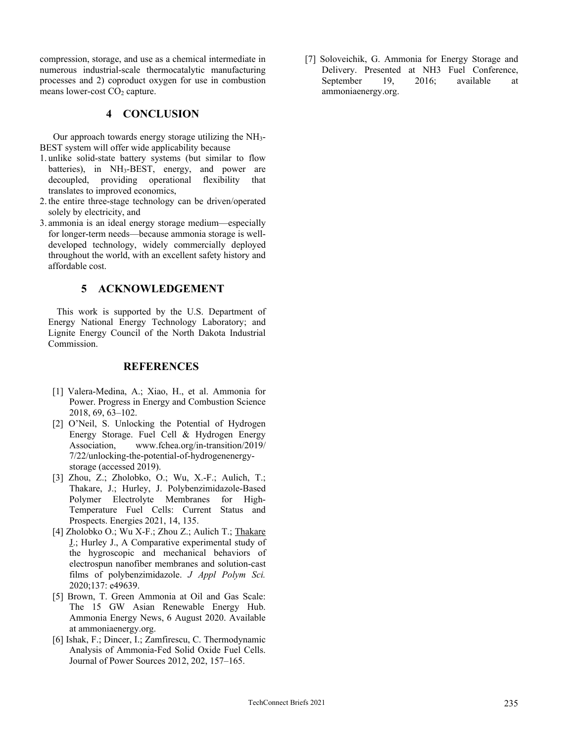compression, storage, and use as a chemical intermediate in numerous industrial-scale thermocatalytic manufacturing processes and 2) coproduct oxygen for use in combustion means lower-cost $CO_2$ capture.

## 4 CONCLUSION

Our approach towards energy storage utilizing the $NH_3$-BEST system will offer wide applicability because

1. unlike solid-state battery systems (but similar to flow batteries), in $NH_3$-BEST, energy, and power are decoupled, providing operational flexibility that translates to improved economics,
2. the entire three-stage technology can be driven/operated solely by electricity, and
3. ammonia is an ideal energy storage medium—especially for longer-term needs—because ammonia storage is well-developed technology, widely commercially deployed throughout the world, with an excellent safety history and affordable cost.

## 5 ACKNOWLEDGEMENT

This work is supported by the U.S. Department of Energy National Energy Technology Laboratory; and Lignite Energy Council of the North Dakota Industrial Commission.

## REFERENCES

[1] Valera-Medina, A.; Xiao, H., et al. Ammonia for Power. Progress in Energy and Combustion Science 2018, 69, 63–102.

[2] O'Neil, S. Unlocking the Potential of Hydrogen Energy Storage. Fuel Cell & Hydrogen Energy Association, www.fchea.org/in-transition/2019/7/22/unlocking-the-potential-of-hydrogenenergy-storage (accessed 2019).

[3] Zhou, Z.; Zholobko, O.; Wu, X.-F.; Aulich, T.; Thakare, J.; Hurley, J. Polybenzimidazole-Based Polymer Electrolyte Membranes for High-Temperature Fuel Cells: Current Status and Prospects. Energies 2021, 14, 135.

[4] Zholobko O.; Wu X-F.; Zhou Z.; Aulich T.; Thakare J.; Hurley J., A Comparative experimental study of the hygroscopic and mechanical behaviors of electrospun nanofiber membranes and solution-cast films of polybenzimidazole. *J Appl Polym Sci.* 2020;137: e49639.

[5] Brown, T. Green Ammonia at Oil and Gas Scale: The 15 GW Asian Renewable Energy Hub. Ammonia Energy News, 6 August 2020. Available at ammoniaenergy.org.

[6] Ishak, F.; Dincer, I.; Zamfirescu, C. Thermodynamic Analysis of Ammonia-Fed Solid Oxide Fuel Cells. Journal of Power Sources 2012, 202, 157–165.

[7] Soloveichik, G. Ammonia for Energy Storage and Delivery. Presented at NH3 Fuel Conference, September 19, 2016; available at ammoniaenergy.org.